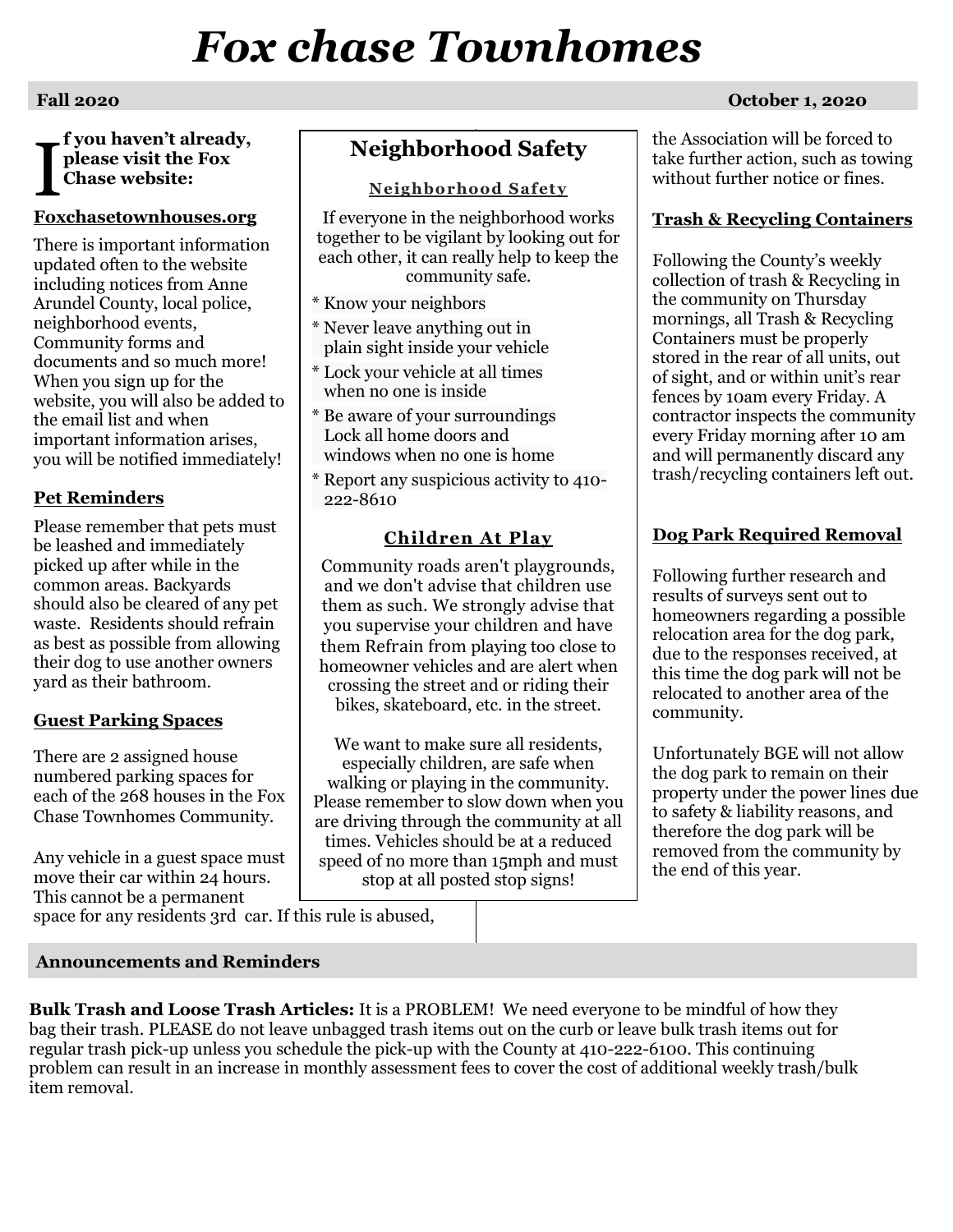# Fox chase Townhomes

**Fall 2020** **October 1, 2020**

**If you haven't already, please visit the Fox Chase website:**

**Foxchasetownhouses.org**

There is important information updated often to the website including notices from Anne Arundel County, local police, neighborhood events, Community forms and documents and so much more! When you sign up for the website, you will also be added to the email list and when important information arises, you will be notified immediately!

## Pet Reminders

Please remember that pets must be leashed and immediately picked up after while in the common areas. Backyards should also be cleared of any pet waste. Residents should refrain as best as possible from allowing their dog to use another owners yard as their bathroom.

## Guest Parking Spaces

There are 2 assigned house numbered parking spaces for each of the 268 houses in the Fox Chase Townhomes Community.

Any vehicle in a guest space must move their car within 24 hours. This cannot be a permanent space for any residents 3rd car. If this rule is abused, the Association will be forced to take further action, such as towing without further notice or fines.

## Neighborhood Safety

### Neighborhood Safety

If everyone in the neighborhood works together to be vigilant by looking out for each other, it can really help to keep the community safe.

* Know your neighbors
* Never leave anything out in plain sight inside your vehicle
* Lock your vehicle at all times when no one is inside
* Be aware of your surroundings Lock all home doors and windows when no one is home
* Report any suspicious activity to 410-222-8610

### Children At Play

Community roads aren't playgrounds, and we don't advise that children use them as such. We strongly advise that you supervise your children and have them Refrain from playing too close to homeowner vehicles and are alert when crossing the street and or riding their bikes, skateboard, etc. in the street.

We want to make sure all residents, especially children, are safe when walking or playing in the community. Please remember to slow down when you are driving through the community at all times. Vehicles should be at a reduced speed of no more than 15mph and must stop at all posted stop signs!

## Trash & Recycling Containers

Following the County's weekly collection of trash & Recycling in the community on Thursday mornings, all Trash & Recycling Containers must be properly stored in the rear of all units, out of sight, and or within unit's rear fences by 10am every Friday. A contractor inspects the community every Friday morning after 10 am and will permanently discard any trash/recycling containers left out.

## Dog Park Required Removal

Following further research and results of surveys sent out to homeowners regarding a possible relocation area for the dog park, due to the responses received, at this time the dog park will not be relocated to another area of the community.

Unfortunately BGE will not allow the dog park to remain on their property under the power lines due to safety & liability reasons, and therefore the dog park will be removed from the community by the end of this year.

## Announcements and Reminders

**Bulk Trash and Loose Trash Articles:** It is a PROBLEM! We need everyone to be mindful of how they bag their trash. PLEASE do not leave unbagged trash items out on the curb or leave bulk trash items out for regular trash pick-up unless you schedule the pick-up with the County at 410-222-6100. This continuing problem can result in an increase in monthly assessment fees to cover the cost of additional weekly trash/bulk item removal.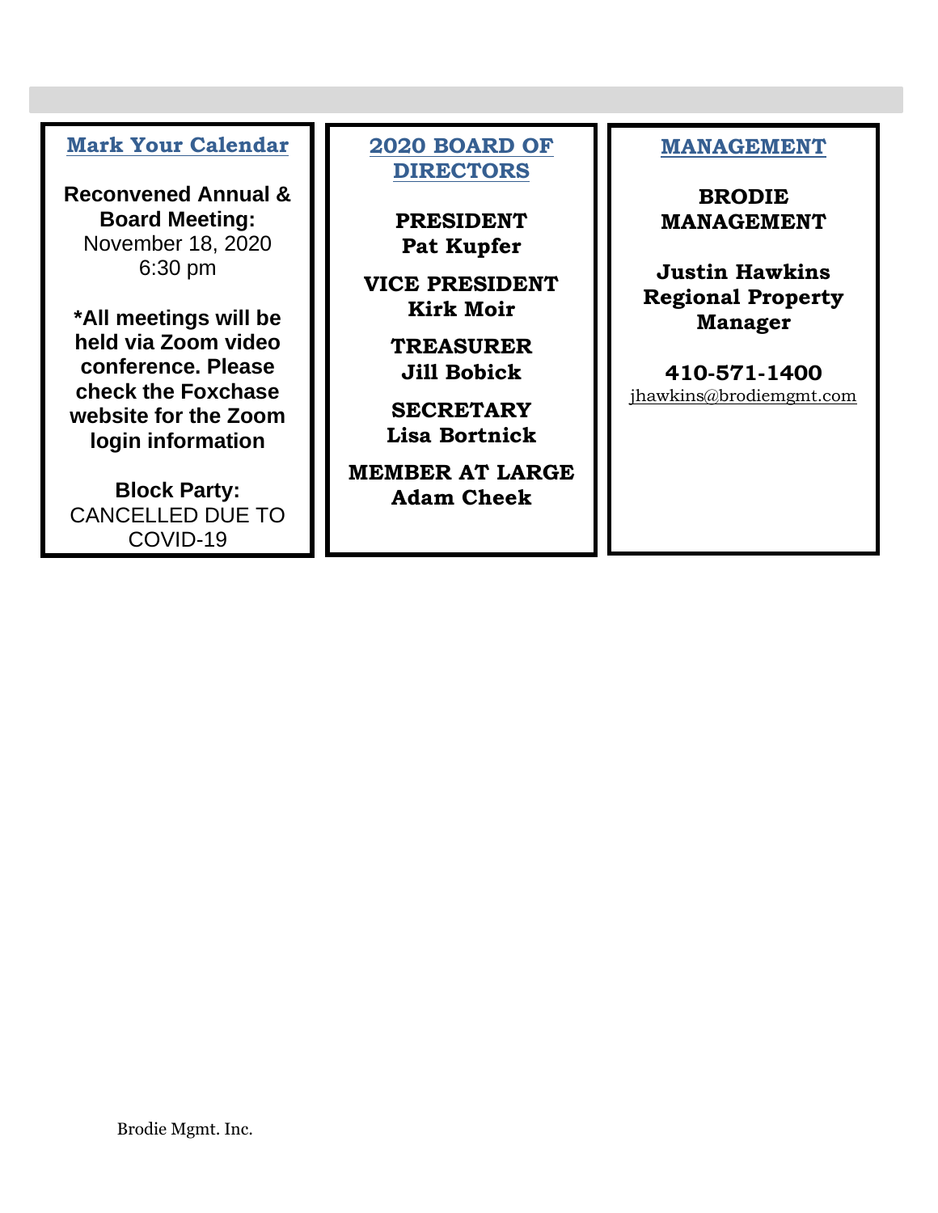## Mark Your Calendar

**Reconvened Annual & Board Meeting:**
November 18, 2020
6:30 pm

**\*All meetings will be held via Zoom video conference. Please check the Foxchase website for the Zoom login information**

**Block Party:**
CANCELLED DUE TO COVID-19

## 2020 BOARD OF DIRECTORS

**PRESIDENT**
**Pat Kupfer**

**VICE PRESIDENT**
**Kirk Moir**

**TREASURER**
**Jill Bobick**

**SECRETARY**
**Lisa Bortnick**

**MEMBER AT LARGE**
**Adam Cheek**

## MANAGEMENT

**BRODIE MANAGEMENT**

**Justin Hawkins**
**Regional Property Manager**

**410-571-1400**
jhawkins@brodiemgmt.com

Brodie Mgmt. Inc.